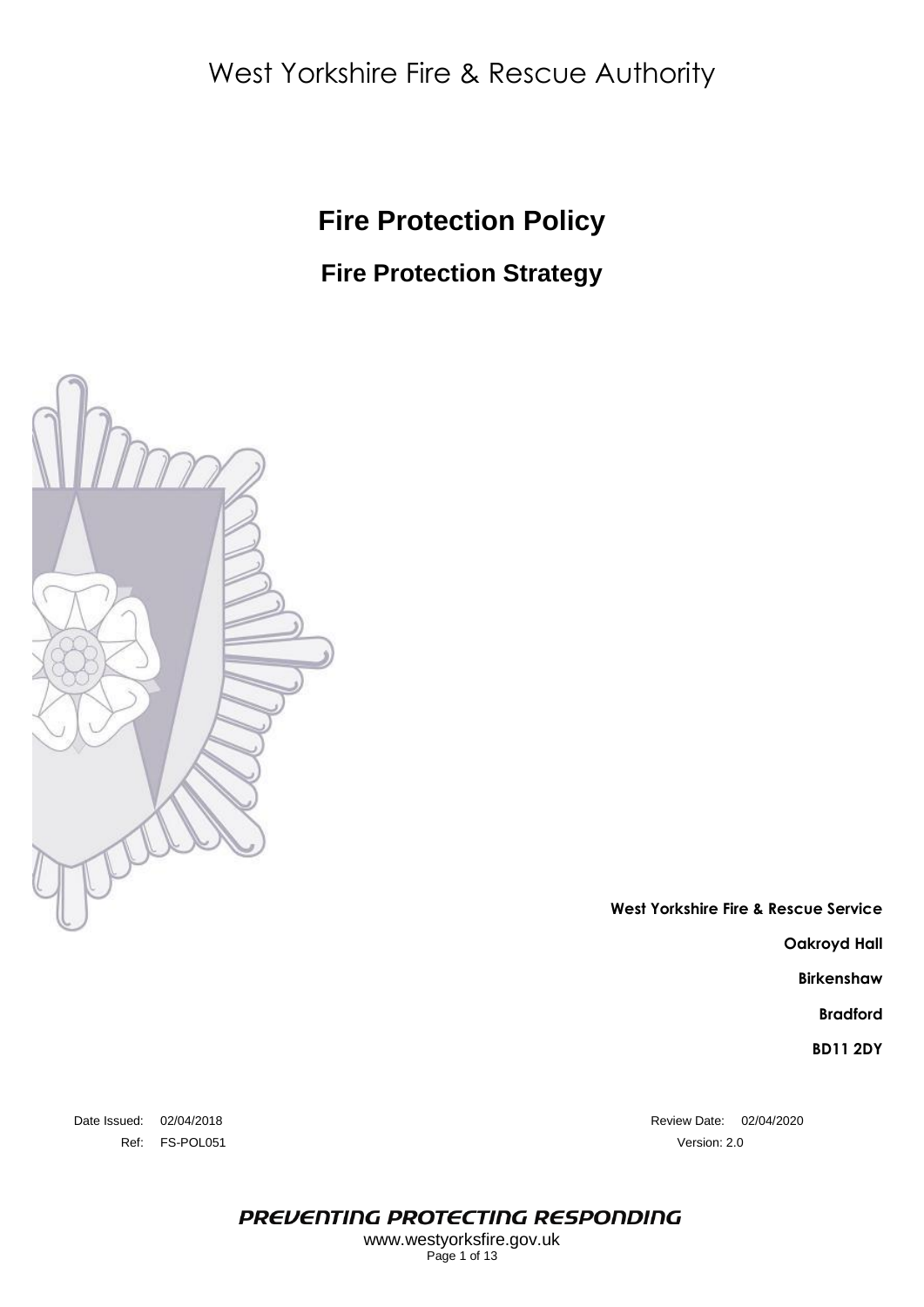West Yorkshire Fire & Rescue Authority

# Fire Protection Policy

## Fire Protection Strategy

**West Yorkshire Fire & Rescue Service**

**Oakroyd Hall**

**Birkenshaw**

**Bradford**

**BD11 2DY**

Date Issued: 02/04/2018

Ref: FS-POL051

Review Date: 02/04/2020

Version: 2.0

*PREVENTING PROTECTING RESPONDING*

www.westyorksfire.gov.uk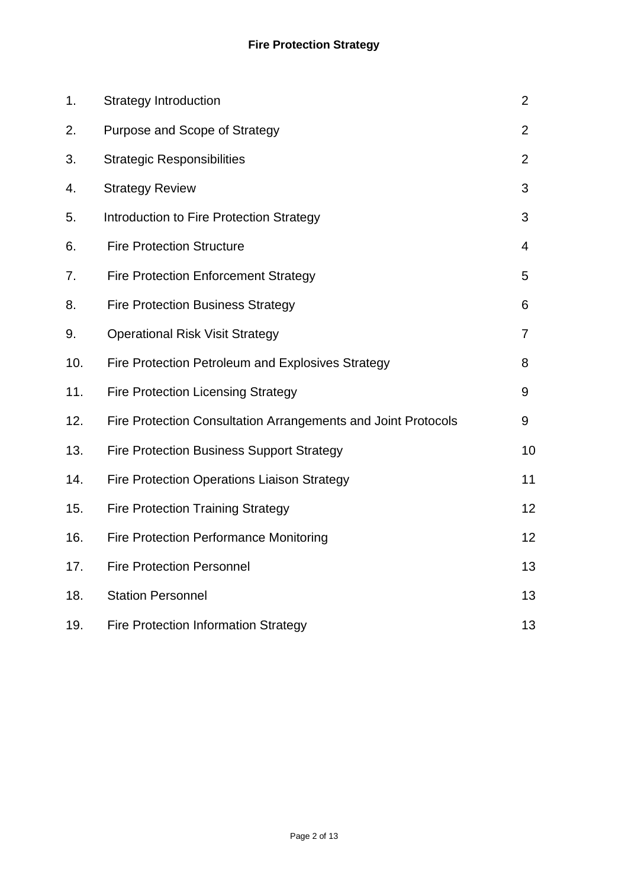**Fire Protection Strategy**

| | | |
|---|---|---|
| 1. | Strategy Introduction | 2 |
| 2. | Purpose and Scope of Strategy | 2 |
| 3. | Strategic Responsibilities | 2 |
| 4. | Strategy Review | 3 |
| 5. | Introduction to Fire Protection Strategy | 3 |
| 6. | Fire Protection Structure | 4 |
| 7. | Fire Protection Enforcement Strategy | 5 |
| 8. | Fire Protection Business Strategy | 6 |
| 9. | Operational Risk Visit Strategy | 7 |
| 10. | Fire Protection Petroleum and Explosives Strategy | 8 |
| 11. | Fire Protection Licensing Strategy | 9 |
| 12. | Fire Protection Consultation Arrangements and Joint Protocols | 9 |
| 13. | Fire Protection Business Support Strategy | 10 |
| 14. | Fire Protection Operations Liaison Strategy | 11 |
| 15. | Fire Protection Training Strategy | 12 |
| 16. | Fire Protection Performance Monitoring | 12 |
| 17. | Fire Protection Personnel | 13 |
| 18. | Station Personnel | 13 |
| 19. | Fire Protection Information Strategy | 13 |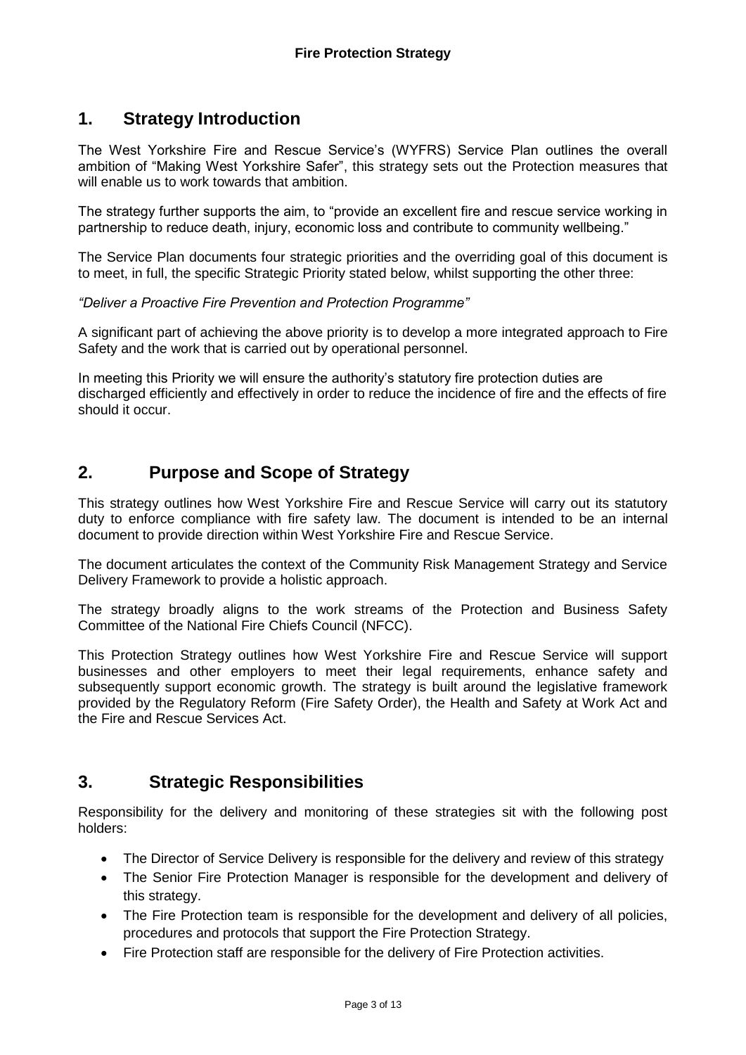## 1. Strategy Introduction

The West Yorkshire Fire and Rescue Service's (WYFRS) Service Plan outlines the overall ambition of "Making West Yorkshire Safer", this strategy sets out the Protection measures that will enable us to work towards that ambition.

The strategy further supports the aim, to "provide an excellent fire and rescue service working in partnership to reduce death, injury, economic loss and contribute to community wellbeing."

The Service Plan documents four strategic priorities and the overriding goal of this document is to meet, in full, the specific Strategic Priority stated below, whilst supporting the other three:

*"Deliver a Proactive Fire Prevention and Protection Programme"*

A significant part of achieving the above priority is to develop a more integrated approach to Fire Safety and the work that is carried out by operational personnel.

In meeting this Priority we will ensure the authority's statutory fire protection duties are discharged efficiently and effectively in order to reduce the incidence of fire and the effects of fire should it occur.

## 2. Purpose and Scope of Strategy

This strategy outlines how West Yorkshire Fire and Rescue Service will carry out its statutory duty to enforce compliance with fire safety law. The document is intended to be an internal document to provide direction within West Yorkshire Fire and Rescue Service.

The document articulates the context of the Community Risk Management Strategy and Service Delivery Framework to provide a holistic approach.

The strategy broadly aligns to the work streams of the Protection and Business Safety Committee of the National Fire Chiefs Council (NFCC).

This Protection Strategy outlines how West Yorkshire Fire and Rescue Service will support businesses and other employers to meet their legal requirements, enhance safety and subsequently support economic growth. The strategy is built around the legislative framework provided by the Regulatory Reform (Fire Safety Order), the Health and Safety at Work Act and the Fire and Rescue Services Act.

## 3. Strategic Responsibilities

Responsibility for the delivery and monitoring of these strategies sit with the following post holders:

- The Director of Service Delivery is responsible for the delivery and review of this strategy
- The Senior Fire Protection Manager is responsible for the development and delivery of this strategy.
- The Fire Protection team is responsible for the development and delivery of all policies, procedures and protocols that support the Fire Protection Strategy.
- Fire Protection staff are responsible for the delivery of Fire Protection activities.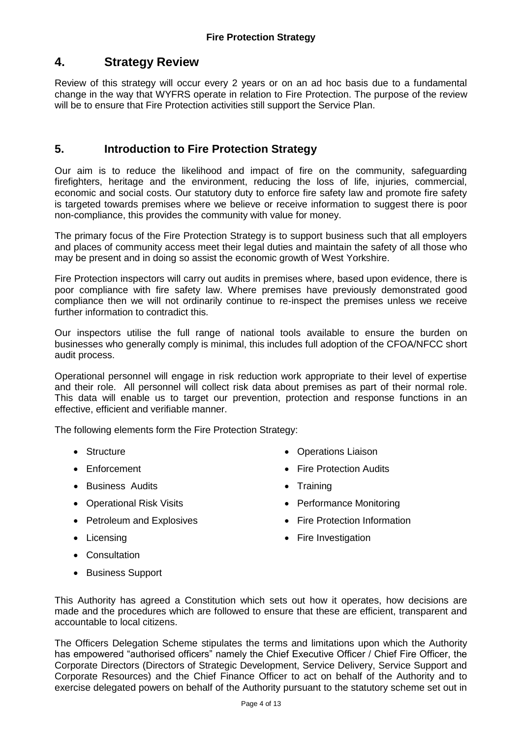## 4. Strategy Review

Review of this strategy will occur every 2 years or on an ad hoc basis due to a fundamental change in the way that WYFRS operate in relation to Fire Protection. The purpose of the review will be to ensure that Fire Protection activities still support the Service Plan.

## 5. Introduction to Fire Protection Strategy

Our aim is to reduce the likelihood and impact of fire on the community, safeguarding firefighters, heritage and the environment, reducing the loss of life, injuries, commercial, economic and social costs. Our statutory duty to enforce fire safety law and promote fire safety is targeted towards premises where we believe or receive information to suggest there is poor non-compliance, this provides the community with value for money.

The primary focus of the Fire Protection Strategy is to support business such that all employers and places of community access meet their legal duties and maintain the safety of all those who may be present and in doing so assist the economic growth of West Yorkshire.

Fire Protection inspectors will carry out audits in premises where, based upon evidence, there is poor compliance with fire safety law. Where premises have previously demonstrated good compliance then we will not ordinarily continue to re-inspect the premises unless we receive further information to contradict this.

Our inspectors utilise the full range of national tools available to ensure the burden on businesses who generally comply is minimal, this includes full adoption of the CFOA/NFCC short audit process.

Operational personnel will engage in risk reduction work appropriate to their level of expertise and their role. All personnel will collect risk data about premises as part of their normal role. This data will enable us to target our prevention, protection and response functions in an effective, efficient and verifiable manner.

The following elements form the Fire Protection Strategy:

- Structure
- Enforcement
- Business Audits
- Operational Risk Visits
- Petroleum and Explosives
- Licensing
- Consultation
- Business Support
- Operations Liaison
- Fire Protection Audits
- Training
- Performance Monitoring
- Fire Protection Information
- Fire Investigation

This Authority has agreed a Constitution which sets out how it operates, how decisions are made and the procedures which are followed to ensure that these are efficient, transparent and accountable to local citizens.

The Officers Delegation Scheme stipulates the terms and limitations upon which the Authority has empowered "authorised officers" namely the Chief Executive Officer / Chief Fire Officer, the Corporate Directors (Directors of Strategic Development, Service Delivery, Service Support and Corporate Resources) and the Chief Finance Officer to act on behalf of the Authority and to exercise delegated powers on behalf of the Authority pursuant to the statutory scheme set out in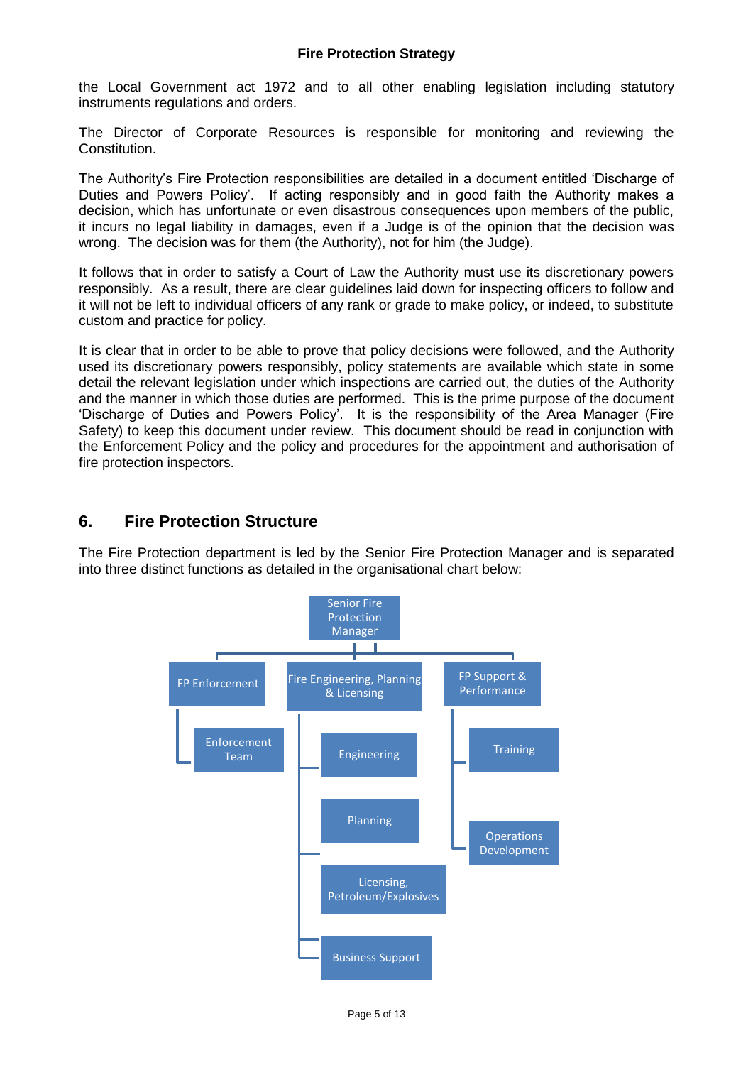the Local Government act 1972 and to all other enabling legislation including statutory instruments regulations and orders.

The Director of Corporate Resources is responsible for monitoring and reviewing the Constitution.

The Authority's Fire Protection responsibilities are detailed in a document entitled 'Discharge of Duties and Powers Policy'. If acting responsibly and in good faith the Authority makes a decision, which has unfortunate or even disastrous consequences upon members of the public, it incurs no legal liability in damages, even if a Judge is of the opinion that the decision was wrong. The decision was for them (the Authority), not for him (the Judge).

It follows that in order to satisfy a Court of Law the Authority must use its discretionary powers responsibly. As a result, there are clear guidelines laid down for inspecting officers to follow and it will not be left to individual officers of any rank or grade to make policy, or indeed, to substitute custom and practice for policy.

It is clear that in order to be able to prove that policy decisions were followed, and the Authority used its discretionary powers responsibly, policy statements are available which state in some detail the relevant legislation under which inspections are carried out, the duties of the Authority and the manner in which those duties are performed. This is the prime purpose of the document 'Discharge of Duties and Powers Policy'. It is the responsibility of the Area Manager (Fire Safety) to keep this document under review. This document should be read in conjunction with the Enforcement Policy and the policy and procedures for the appointment and authorisation of fire protection inspectors.

## 6. Fire Protection Structure

The Fire Protection department is led by the Senior Fire Protection Manager and is separated into three distinct functions as detailed in the organisational chart below:

- Senior Fire Protection Manager
  - FP Enforcement
    - Enforcement Team
  - Fire Engineering, Planning & Licensing
    - Engineering
    - Planning
    - Licensing, Petroleum/Explosives
    - Business Support
  - FP Support & Performance
    - Training
    - Operations Development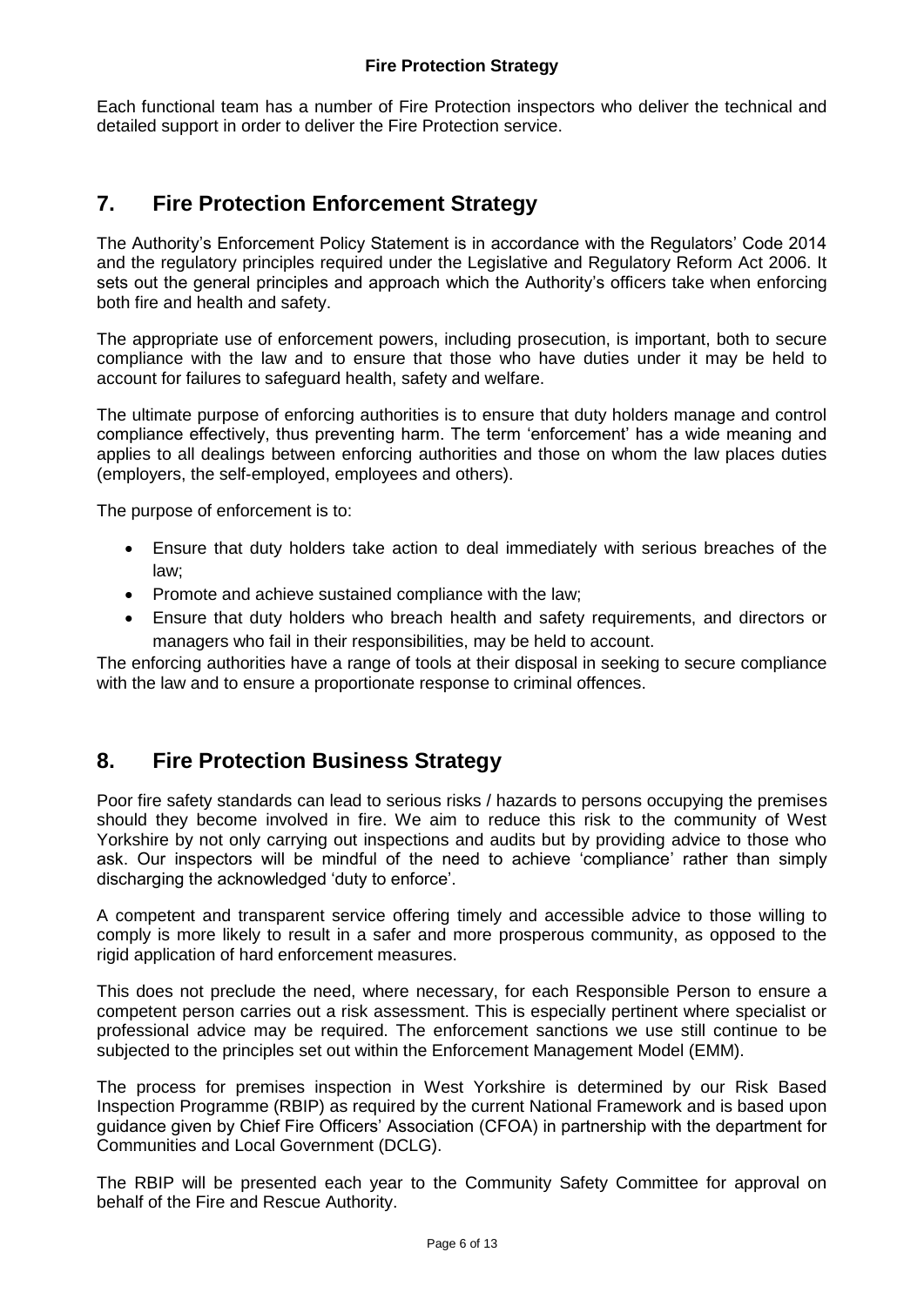Each functional team has a number of Fire Protection inspectors who deliver the technical and detailed support in order to deliver the Fire Protection service.

## 7. Fire Protection Enforcement Strategy

The Authority's Enforcement Policy Statement is in accordance with the Regulators' Code 2014 and the regulatory principles required under the Legislative and Regulatory Reform Act 2006. It sets out the general principles and approach which the Authority's officers take when enforcing both fire and health and safety.

The appropriate use of enforcement powers, including prosecution, is important, both to secure compliance with the law and to ensure that those who have duties under it may be held to account for failures to safeguard health, safety and welfare.

The ultimate purpose of enforcing authorities is to ensure that duty holders manage and control compliance effectively, thus preventing harm. The term 'enforcement' has a wide meaning and applies to all dealings between enforcing authorities and those on whom the law places duties (employers, the self-employed, employees and others).

The purpose of enforcement is to:

- Ensure that duty holders take action to deal immediately with serious breaches of the law;
- Promote and achieve sustained compliance with the law;
- Ensure that duty holders who breach health and safety requirements, and directors or managers who fail in their responsibilities, may be held to account.

The enforcing authorities have a range of tools at their disposal in seeking to secure compliance with the law and to ensure a proportionate response to criminal offences.

## 8. Fire Protection Business Strategy

Poor fire safety standards can lead to serious risks / hazards to persons occupying the premises should they become involved in fire. We aim to reduce this risk to the community of West Yorkshire by not only carrying out inspections and audits but by providing advice to those who ask. Our inspectors will be mindful of the need to achieve 'compliance' rather than simply discharging the acknowledged 'duty to enforce'.

A competent and transparent service offering timely and accessible advice to those willing to comply is more likely to result in a safer and more prosperous community, as opposed to the rigid application of hard enforcement measures.

This does not preclude the need, where necessary, for each Responsible Person to ensure a competent person carries out a risk assessment. This is especially pertinent where specialist or professional advice may be required. The enforcement sanctions we use still continue to be subjected to the principles set out within the Enforcement Management Model (EMM).

The process for premises inspection in West Yorkshire is determined by our Risk Based Inspection Programme (RBIP) as required by the current National Framework and is based upon guidance given by Chief Fire Officers' Association (CFOA) in partnership with the department for Communities and Local Government (DCLG).

The RBIP will be presented each year to the Community Safety Committee for approval on behalf of the Fire and Rescue Authority.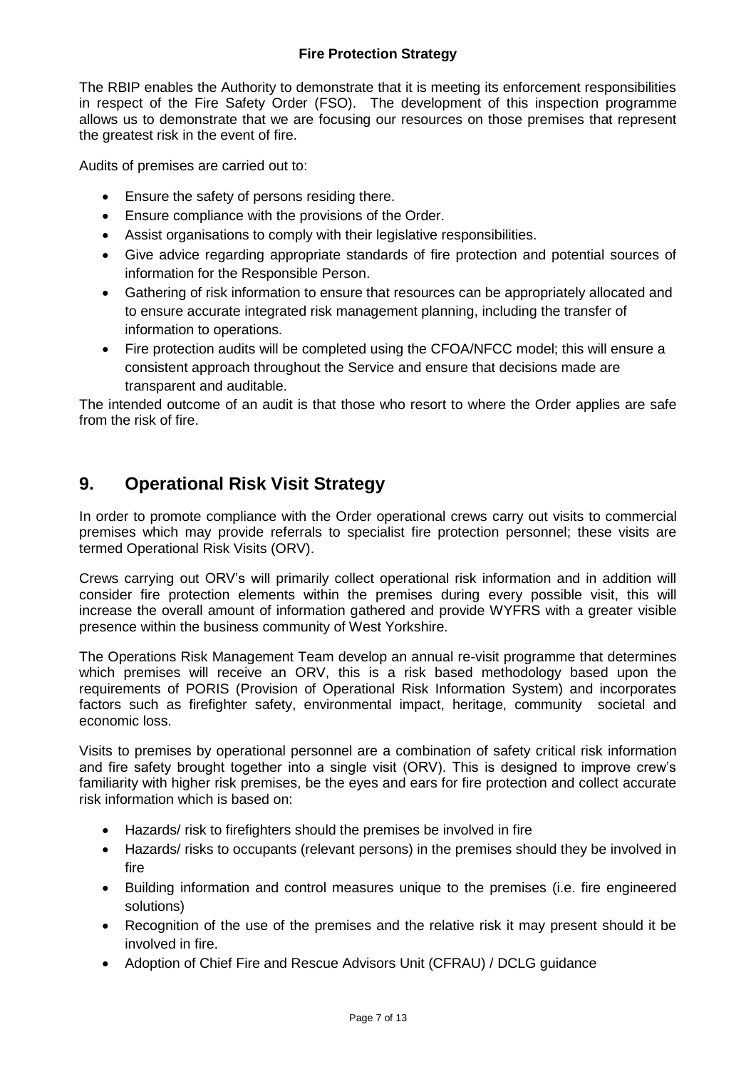**Fire Protection Strategy**

The RBIP enables the Authority to demonstrate that it is meeting its enforcement responsibilities in respect of the Fire Safety Order (FSO). The development of this inspection programme allows us to demonstrate that we are focusing our resources on those premises that represent the greatest risk in the event of fire.

Audits of premises are carried out to:

- Ensure the safety of persons residing there.
- Ensure compliance with the provisions of the Order.
- Assist organisations to comply with their legislative responsibilities.
- Give advice regarding appropriate standards of fire protection and potential sources of information for the Responsible Person.
- Gathering of risk information to ensure that resources can be appropriately allocated and to ensure accurate integrated risk management planning, including the transfer of information to operations.
- Fire protection audits will be completed using the CFOA/NFCC model; this will ensure a consistent approach throughout the Service and ensure that decisions made are transparent and auditable.

The intended outcome of an audit is that those who resort to where the Order applies are safe from the risk of fire.

## 9. Operational Risk Visit Strategy

In order to promote compliance with the Order operational crews carry out visits to commercial premises which may provide referrals to specialist fire protection personnel; these visits are termed Operational Risk Visits (ORV).

Crews carrying out ORV's will primarily collect operational risk information and in addition will consider fire protection elements within the premises during every possible visit, this will increase the overall amount of information gathered and provide WYFRS with a greater visible presence within the business community of West Yorkshire.

The Operations Risk Management Team develop an annual re-visit programme that determines which premises will receive an ORV, this is a risk based methodology based upon the requirements of PORIS (Provision of Operational Risk Information System) and incorporates factors such as firefighter safety, environmental impact, heritage, community societal and economic loss.

Visits to premises by operational personnel are a combination of safety critical risk information and fire safety brought together into a single visit (ORV). This is designed to improve crew's familiarity with higher risk premises, be the eyes and ears for fire protection and collect accurate risk information which is based on:

- Hazards/ risk to firefighters should the premises be involved in fire
- Hazards/ risks to occupants (relevant persons) in the premises should they be involved in fire
- Building information and control measures unique to the premises (i.e. fire engineered solutions)
- Recognition of the use of the premises and the relative risk it may present should it be involved in fire.
- Adoption of Chief Fire and Rescue Advisors Unit (CFRAU) / DCLG guidance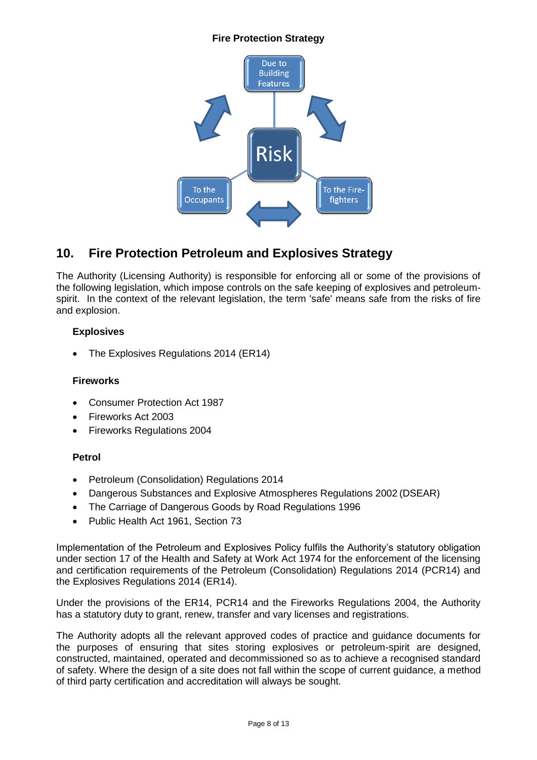**Fire Protection Strategy**

Due to Building Features

Risk

To the Occupants

To the Fire-fighters

## 10. Fire Protection Petroleum and Explosives Strategy

The Authority (Licensing Authority) is responsible for enforcing all or some of the provisions of the following legislation, which impose controls on the safe keeping of explosives and petroleum-spirit. In the context of the relevant legislation, the term 'safe' means safe from the risks of fire and explosion.

**Explosives**

- The Explosives Regulations 2014 (ER14)

**Fireworks**

- Consumer Protection Act 1987
- Fireworks Act 2003
- Fireworks Regulations 2004

**Petrol**

- Petroleum (Consolidation) Regulations 2014
- Dangerous Substances and Explosive Atmospheres Regulations 2002 (DSEAR)
- The Carriage of Dangerous Goods by Road Regulations 1996
- Public Health Act 1961, Section 73

Implementation of the Petroleum and Explosives Policy fulfils the Authority's statutory obligation under section 17 of the Health and Safety at Work Act 1974 for the enforcement of the licensing and certification requirements of the Petroleum (Consolidation) Regulations 2014 (PCR14) and the Explosives Regulations 2014 (ER14).

Under the provisions of the ER14, PCR14 and the Fireworks Regulations 2004, the Authority has a statutory duty to grant, renew, transfer and vary licenses and registrations.

The Authority adopts all the relevant approved codes of practice and guidance documents for the purposes of ensuring that sites storing explosives or petroleum-spirit are designed, constructed, maintained, operated and decommissioned so as to achieve a recognised standard of safety. Where the design of a site does not fall within the scope of current guidance, a method of third party certification and accreditation will always be sought.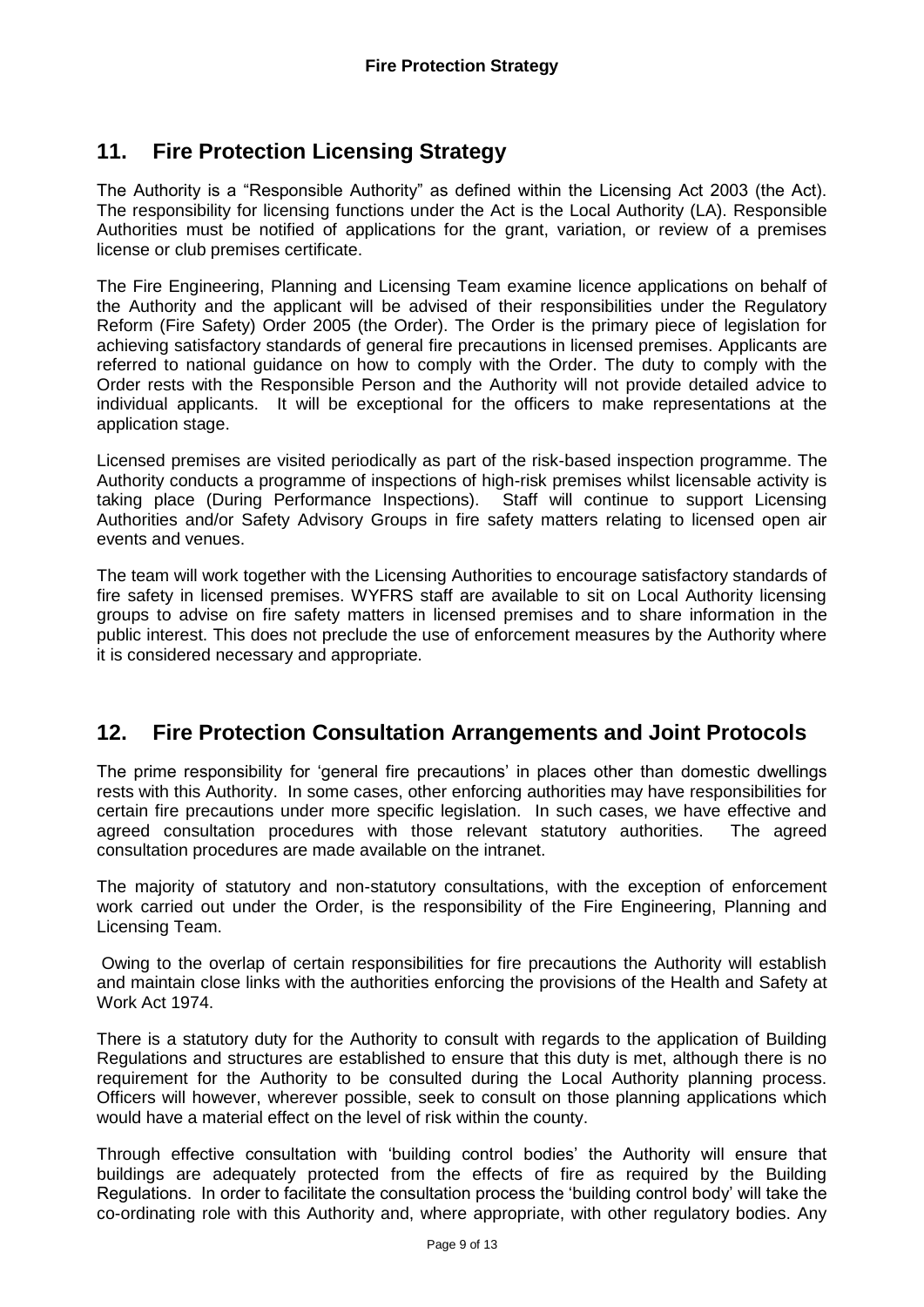## 11. Fire Protection Licensing Strategy

The Authority is a “Responsible Authority” as defined within the Licensing Act 2003 (the Act). The responsibility for licensing functions under the Act is the Local Authority (LA). Responsible Authorities must be notified of applications for the grant, variation, or review of a premises license or club premises certificate.

The Fire Engineering, Planning and Licensing Team examine licence applications on behalf of the Authority and the applicant will be advised of their responsibilities under the Regulatory Reform (Fire Safety) Order 2005 (the Order). The Order is the primary piece of legislation for achieving satisfactory standards of general fire precautions in licensed premises. Applicants are referred to national guidance on how to comply with the Order. The duty to comply with the Order rests with the Responsible Person and the Authority will not provide detailed advice to individual applicants. It will be exceptional for the officers to make representations at the application stage.

Licensed premises are visited periodically as part of the risk-based inspection programme. The Authority conducts a programme of inspections of high-risk premises whilst licensable activity is taking place (During Performance Inspections). Staff will continue to support Licensing Authorities and/or Safety Advisory Groups in fire safety matters relating to licensed open air events and venues.

The team will work together with the Licensing Authorities to encourage satisfactory standards of fire safety in licensed premises. WYFRS staff are available to sit on Local Authority licensing groups to advise on fire safety matters in licensed premises and to share information in the public interest. This does not preclude the use of enforcement measures by the Authority where it is considered necessary and appropriate.

## 12. Fire Protection Consultation Arrangements and Joint Protocols

The prime responsibility for ‘general fire precautions’ in places other than domestic dwellings rests with this Authority. In some cases, other enforcing authorities may have responsibilities for certain fire precautions under more specific legislation. In such cases, we have effective and agreed consultation procedures with those relevant statutory authorities. The agreed consultation procedures are made available on the intranet.

The majority of statutory and non-statutory consultations, with the exception of enforcement work carried out under the Order, is the responsibility of the Fire Engineering, Planning and Licensing Team.

Owing to the overlap of certain responsibilities for fire precautions the Authority will establish and maintain close links with the authorities enforcing the provisions of the Health and Safety at Work Act 1974.

There is a statutory duty for the Authority to consult with regards to the application of Building Regulations and structures are established to ensure that this duty is met, although there is no requirement for the Authority to be consulted during the Local Authority planning process. Officers will however, wherever possible, seek to consult on those planning applications which would have a material effect on the level of risk within the county.

Through effective consultation with ‘building control bodies’ the Authority will ensure that buildings are adequately protected from the effects of fire as required by the Building Regulations. In order to facilitate the consultation process the ‘building control body’ will take the co-ordinating role with this Authority and, where appropriate, with other regulatory bodies. Any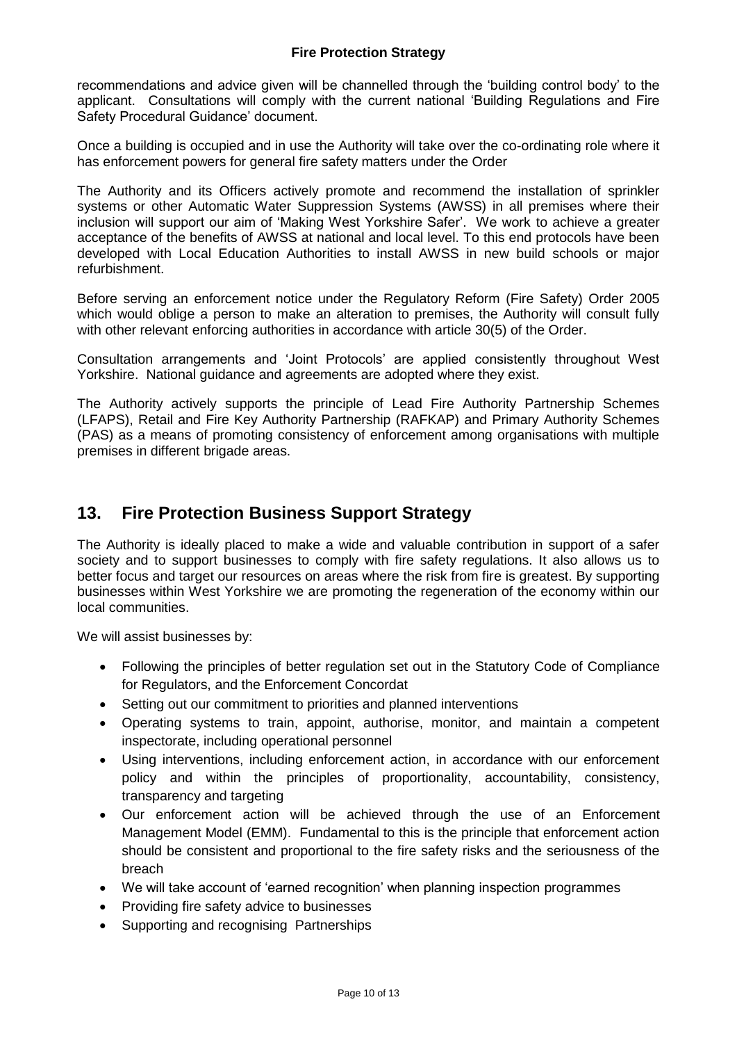recommendations and advice given will be channelled through the 'building control body' to the applicant. Consultations will comply with the current national 'Building Regulations and Fire Safety Procedural Guidance' document.

Once a building is occupied and in use the Authority will take over the co-ordinating role where it has enforcement powers for general fire safety matters under the Order

The Authority and its Officers actively promote and recommend the installation of sprinkler systems or other Automatic Water Suppression Systems (AWSS) in all premises where their inclusion will support our aim of 'Making West Yorkshire Safer'. We work to achieve a greater acceptance of the benefits of AWSS at national and local level. To this end protocols have been developed with Local Education Authorities to install AWSS in new build schools or major refurbishment.

Before serving an enforcement notice under the Regulatory Reform (Fire Safety) Order 2005 which would oblige a person to make an alteration to premises, the Authority will consult fully with other relevant enforcing authorities in accordance with article 30(5) of the Order.

Consultation arrangements and 'Joint Protocols' are applied consistently throughout West Yorkshire. National guidance and agreements are adopted where they exist.

The Authority actively supports the principle of Lead Fire Authority Partnership Schemes (LFAPS), Retail and Fire Key Authority Partnership (RAFKAP) and Primary Authority Schemes (PAS) as a means of promoting consistency of enforcement among organisations with multiple premises in different brigade areas.

## 13. Fire Protection Business Support Strategy

The Authority is ideally placed to make a wide and valuable contribution in support of a safer society and to support businesses to comply with fire safety regulations. It also allows us to better focus and target our resources on areas where the risk from fire is greatest. By supporting businesses within West Yorkshire we are promoting the regeneration of the economy within our local communities.

We will assist businesses by:

- Following the principles of better regulation set out in the Statutory Code of Compliance for Regulators, and the Enforcement Concordat
- Setting out our commitment to priorities and planned interventions
- Operating systems to train, appoint, authorise, monitor, and maintain a competent inspectorate, including operational personnel
- Using interventions, including enforcement action, in accordance with our enforcement policy and within the principles of proportionality, accountability, consistency, transparency and targeting
- Our enforcement action will be achieved through the use of an Enforcement Management Model (EMM). Fundamental to this is the principle that enforcement action should be consistent and proportional to the fire safety risks and the seriousness of the breach
- We will take account of 'earned recognition' when planning inspection programmes
- Providing fire safety advice to businesses
- Supporting and recognising Partnerships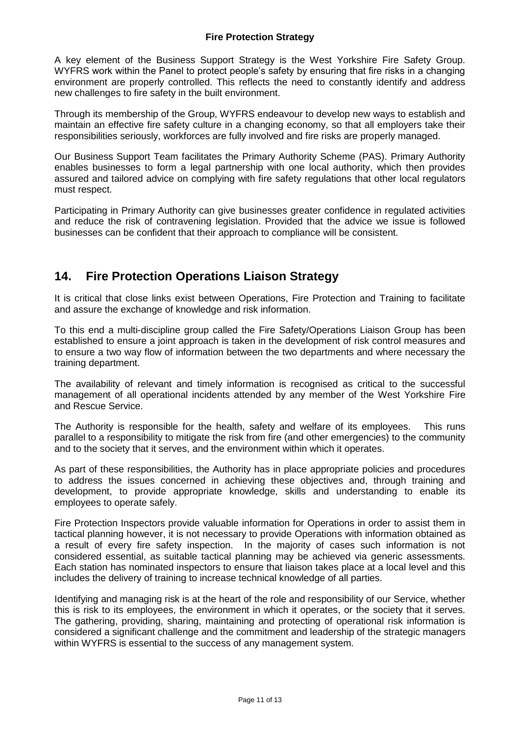**Fire Protection Strategy**

A key element of the Business Support Strategy is the West Yorkshire Fire Safety Group. WYFRS work within the Panel to protect people's safety by ensuring that fire risks in a changing environment are properly controlled. This reflects the need to constantly identify and address new challenges to fire safety in the built environment.

Through its membership of the Group, WYFRS endeavour to develop new ways to establish and maintain an effective fire safety culture in a changing economy, so that all employers take their responsibilities seriously, workforces are fully involved and fire risks are properly managed.

Our Business Support Team facilitates the Primary Authority Scheme (PAS). Primary Authority enables businesses to form a legal partnership with one local authority, which then provides assured and tailored advice on complying with fire safety regulations that other local regulators must respect.

Participating in Primary Authority can give businesses greater confidence in regulated activities and reduce the risk of contravening legislation. Provided that the advice we issue is followed businesses can be confident that their approach to compliance will be consistent.

## 14. Fire Protection Operations Liaison Strategy

It is critical that close links exist between Operations, Fire Protection and Training to facilitate and assure the exchange of knowledge and risk information.

To this end a multi-discipline group called the Fire Safety/Operations Liaison Group has been established to ensure a joint approach is taken in the development of risk control measures and to ensure a two way flow of information between the two departments and where necessary the training department.

The availability of relevant and timely information is recognised as critical to the successful management of all operational incidents attended by any member of the West Yorkshire Fire and Rescue Service.

The Authority is responsible for the health, safety and welfare of its employees. This runs parallel to a responsibility to mitigate the risk from fire (and other emergencies) to the community and to the society that it serves, and the environment within which it operates.

As part of these responsibilities, the Authority has in place appropriate policies and procedures to address the issues concerned in achieving these objectives and, through training and development, to provide appropriate knowledge, skills and understanding to enable its employees to operate safely.

Fire Protection Inspectors provide valuable information for Operations in order to assist them in tactical planning however, it is not necessary to provide Operations with information obtained as a result of every fire safety inspection. In the majority of cases such information is not considered essential, as suitable tactical planning may be achieved via generic assessments. Each station has nominated inspectors to ensure that liaison takes place at a local level and this includes the delivery of training to increase technical knowledge of all parties.

Identifying and managing risk is at the heart of the role and responsibility of our Service, whether this is risk to its employees, the environment in which it operates, or the society that it serves. The gathering, providing, sharing, maintaining and protecting of operational risk information is considered a significant challenge and the commitment and leadership of the strategic managers within WYFRS is essential to the success of any management system.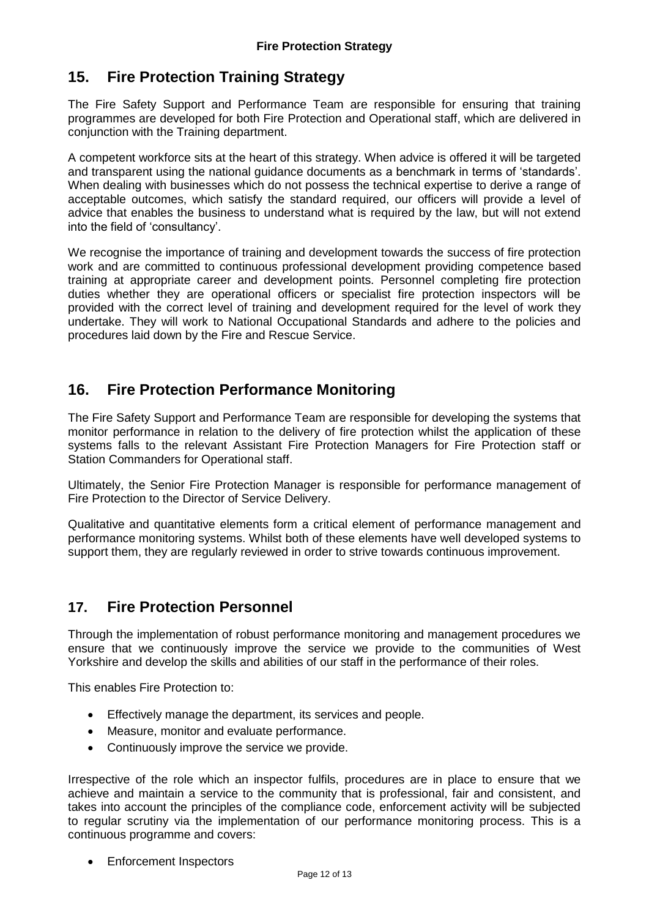## 15. Fire Protection Training Strategy

The Fire Safety Support and Performance Team are responsible for ensuring that training programmes are developed for both Fire Protection and Operational staff, which are delivered in conjunction with the Training department.

A competent workforce sits at the heart of this strategy. When advice is offered it will be targeted and transparent using the national guidance documents as a benchmark in terms of 'standards'. When dealing with businesses which do not possess the technical expertise to derive a range of acceptable outcomes, which satisfy the standard required, our officers will provide a level of advice that enables the business to understand what is required by the law, but will not extend into the field of 'consultancy'.

We recognise the importance of training and development towards the success of fire protection work and are committed to continuous professional development providing competence based training at appropriate career and development points. Personnel completing fire protection duties whether they are operational officers or specialist fire protection inspectors will be provided with the correct level of training and development required for the level of work they undertake. They will work to National Occupational Standards and adhere to the policies and procedures laid down by the Fire and Rescue Service.

## 16. Fire Protection Performance Monitoring

The Fire Safety Support and Performance Team are responsible for developing the systems that monitor performance in relation to the delivery of fire protection whilst the application of these systems falls to the relevant Assistant Fire Protection Managers for Fire Protection staff or Station Commanders for Operational staff.

Ultimately, the Senior Fire Protection Manager is responsible for performance management of Fire Protection to the Director of Service Delivery.

Qualitative and quantitative elements form a critical element of performance management and performance monitoring systems. Whilst both of these elements have well developed systems to support them, they are regularly reviewed in order to strive towards continuous improvement.

## 17. Fire Protection Personnel

Through the implementation of robust performance monitoring and management procedures we ensure that we continuously improve the service we provide to the communities of West Yorkshire and develop the skills and abilities of our staff in the performance of their roles.

This enables Fire Protection to:

- Effectively manage the department, its services and people.
- Measure, monitor and evaluate performance.
- Continuously improve the service we provide.

Irrespective of the role which an inspector fulfils, procedures are in place to ensure that we achieve and maintain a service to the community that is professional, fair and consistent, and takes into account the principles of the compliance code, enforcement activity will be subjected to regular scrutiny via the implementation of our performance monitoring process. This is a continuous programme and covers:

- Enforcement Inspectors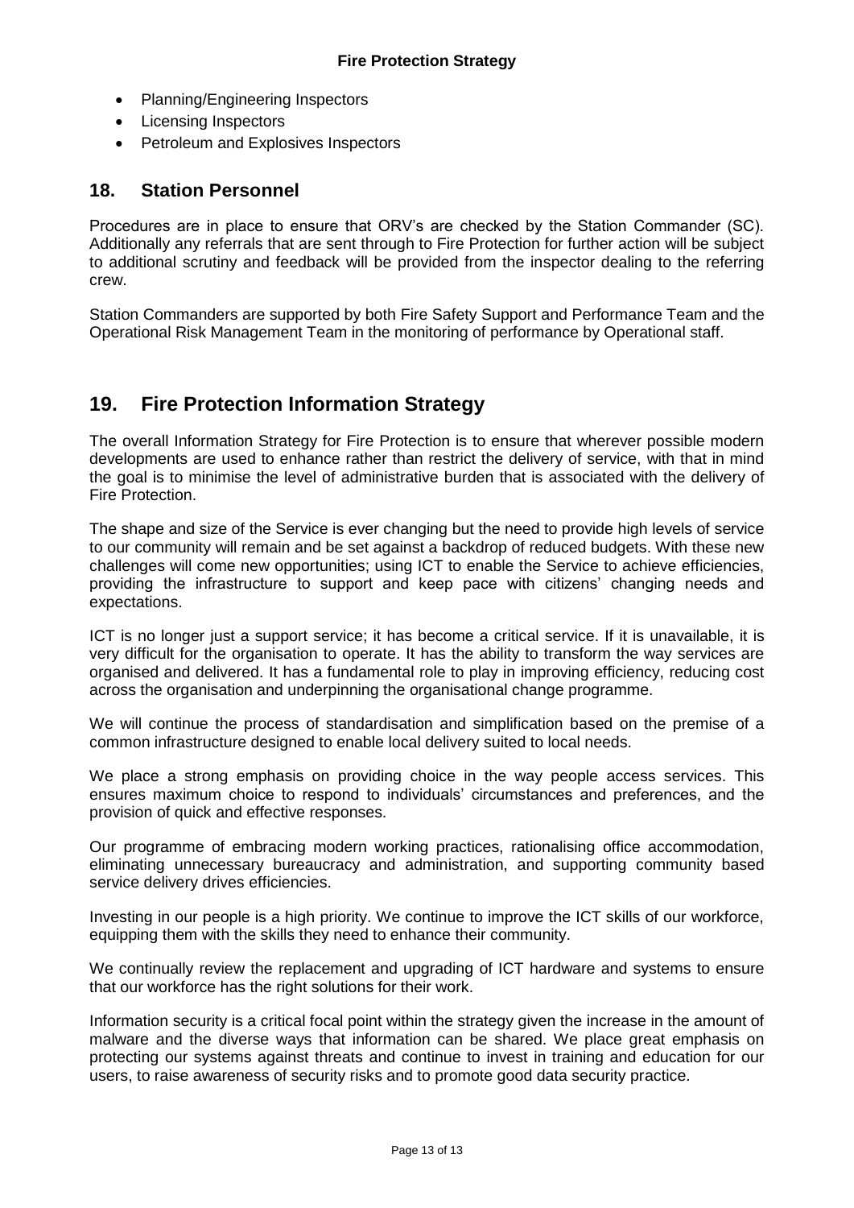- Planning/Engineering Inspectors
- Licensing Inspectors
- Petroleum and Explosives Inspectors

## 18. Station Personnel

Procedures are in place to ensure that ORV's are checked by the Station Commander (SC). Additionally any referrals that are sent through to Fire Protection for further action will be subject to additional scrutiny and feedback will be provided from the inspector dealing to the referring crew.

Station Commanders are supported by both Fire Safety Support and Performance Team and the Operational Risk Management Team in the monitoring of performance by Operational staff.

## 19. Fire Protection Information Strategy

The overall Information Strategy for Fire Protection is to ensure that wherever possible modern developments are used to enhance rather than restrict the delivery of service, with that in mind the goal is to minimise the level of administrative burden that is associated with the delivery of Fire Protection.

The shape and size of the Service is ever changing but the need to provide high levels of service to our community will remain and be set against a backdrop of reduced budgets. With these new challenges will come new opportunities; using ICT to enable the Service to achieve efficiencies, providing the infrastructure to support and keep pace with citizens' changing needs and expectations.

ICT is no longer just a support service; it has become a critical service. If it is unavailable, it is very difficult for the organisation to operate. It has the ability to transform the way services are organised and delivered. It has a fundamental role to play in improving efficiency, reducing cost across the organisation and underpinning the organisational change programme.

We will continue the process of standardisation and simplification based on the premise of a common infrastructure designed to enable local delivery suited to local needs.

We place a strong emphasis on providing choice in the way people access services. This ensures maximum choice to respond to individuals' circumstances and preferences, and the provision of quick and effective responses.

Our programme of embracing modern working practices, rationalising office accommodation, eliminating unnecessary bureaucracy and administration, and supporting community based service delivery drives efficiencies.

Investing in our people is a high priority. We continue to improve the ICT skills of our workforce, equipping them with the skills they need to enhance their community.

We continually review the replacement and upgrading of ICT hardware and systems to ensure that our workforce has the right solutions for their work.

Information security is a critical focal point within the strategy given the increase in the amount of malware and the diverse ways that information can be shared. We place great emphasis on protecting our systems against threats and continue to invest in training and education for our users, to raise awareness of security risks and to promote good data security practice.